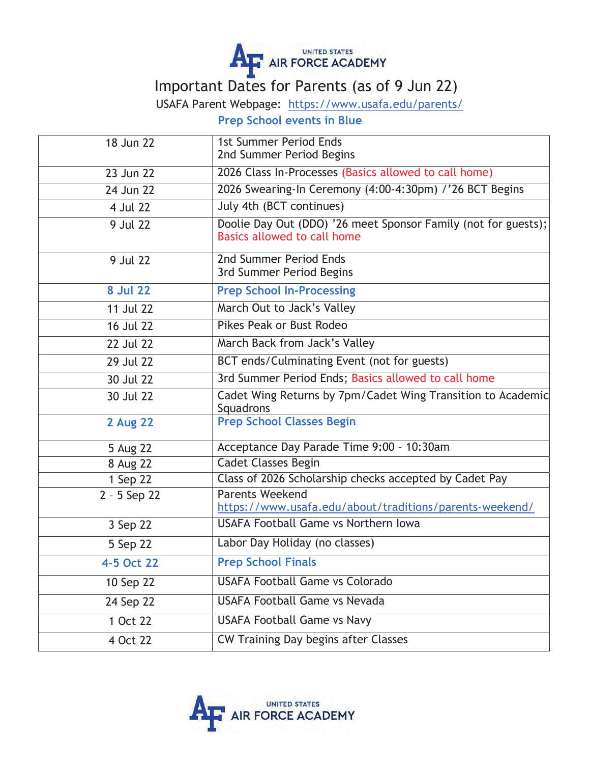UNITED STATES AIR FORCE ACADEMY

# Important Dates for Parents (as of 9 Jun 22)

USAFA Parent Webpage: https://www.usafa.edu/parents/

**Prep School events in Blue**

| | |
|---|---|
| 18 Jun 22 | 1st Summer Period Ends<br>2nd Summer Period Begins |
| 23 Jun 22 | 2026 Class In-Processes (Basics allowed to call home) |
| 24 Jun 22 | 2026 Swearing-In Ceremony (4:00-4:30pm) /'26 BCT Begins |
| 4 Jul 22 | July 4th (BCT continues) |
| 9 Jul 22 | Doolie Day Out (DDO) '26 meet Sponsor Family (not for guests); Basics allowed to call home |
| 9 Jul 22 | 2nd Summer Period Ends<br>3rd Summer Period Begins |
| **8 Jul 22** | **Prep School In-Processing** |
| 11 Jul 22 | March Out to Jack's Valley |
| 16 Jul 22 | Pikes Peak or Bust Rodeo |
| 22 Jul 22 | March Back from Jack's Valley |
| 29 Jul 22 | BCT ends/Culminating Event (not for guests) |
| 30 Jul 22 | 3rd Summer Period Ends; Basics allowed to call home |
| 30 Jul 22 | Cadet Wing Returns by 7pm/Cadet Wing Transition to Academic Squadrons |
| **2 Aug 22** | **Prep School Classes Begin** |
| 5 Aug 22 | Acceptance Day Parade Time 9:00 – 10:30am |
| 8 Aug 22 | Cadet Classes Begin |
| 1 Sep 22 | Class of 2026 Scholarship checks accepted by Cadet Pay |
| 2 – 5 Sep 22 | Parents Weekend<br>https://www.usafa.edu/about/traditions/parents-weekend/ |
| 3 Sep 22 | USAFA Football Game vs Northern Iowa |
| 5 Sep 22 | Labor Day Holiday (no classes) |
| **4-5 Oct 22** | **Prep School Finals** |
| 10 Sep 22 | USAFA Football Game vs Colorado |
| 24 Sep 22 | USAFA Football Game vs Nevada |
| 1 Oct 22 | USAFA Football Game vs Navy |
| 4 Oct 22 | CW Training Day begins after Classes |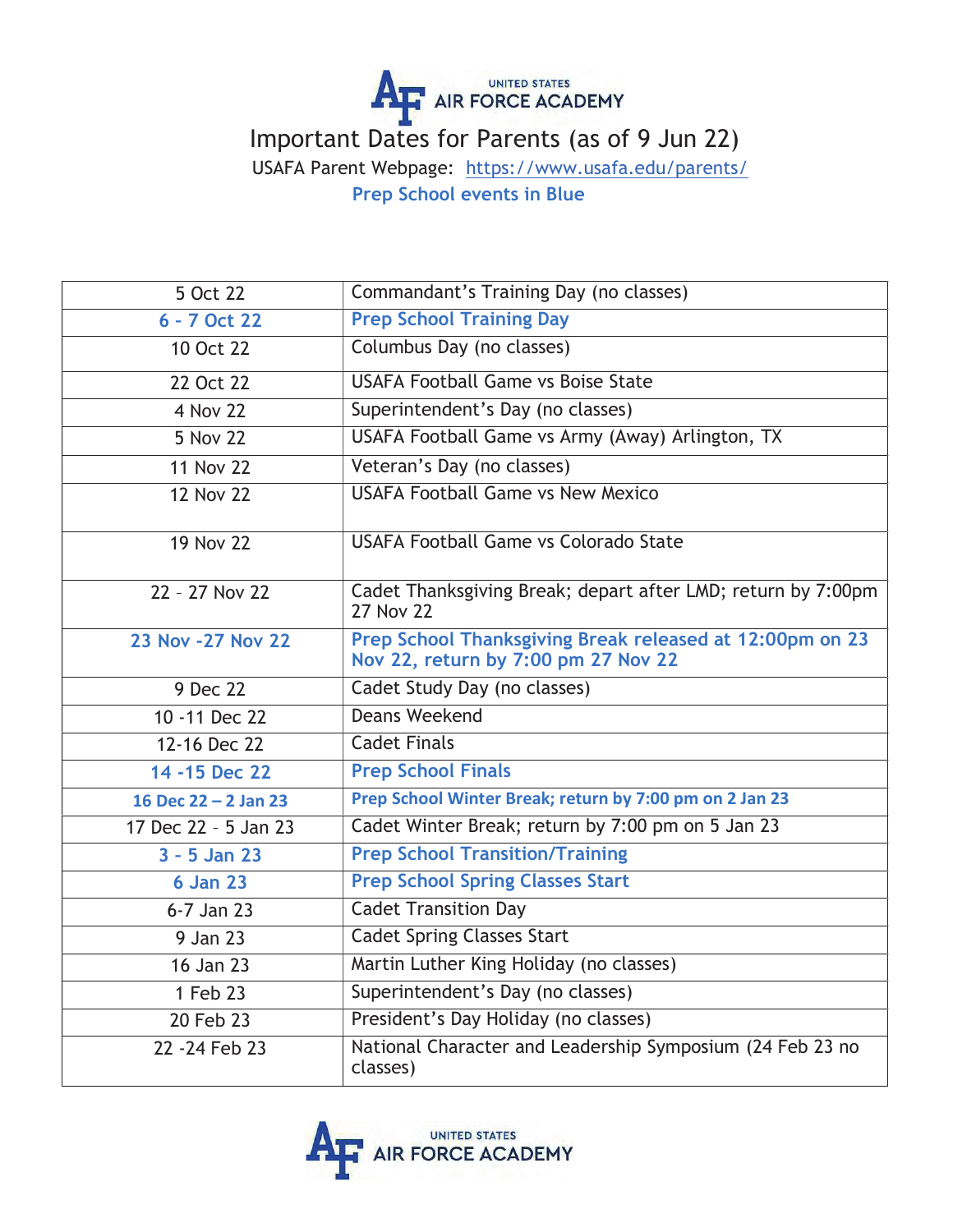UNITED STATES AIR FORCE ACADEMY

# Important Dates for Parents (as of 9 Jun 22)

USAFA Parent Webpage: https://www.usafa.edu/parents/

**Prep School events in Blue**

| | |
|---|---|
| 5 Oct 22 | Commandant's Training Day (no classes) |
| **6 - 7 Oct 22** | **Prep School Training Day** |
| 10 Oct 22 | Columbus Day (no classes) |
| 22 Oct 22 | USAFA Football Game vs Boise State |
| 4 Nov 22 | Superintendent's Day (no classes) |
| 5 Nov 22 | USAFA Football Game vs Army (Away) Arlington, TX |
| 11 Nov 22 | Veteran's Day (no classes) |
| 12 Nov 22 | USAFA Football Game vs New Mexico |
| 19 Nov 22 | USAFA Football Game vs Colorado State |
| 22 – 27 Nov 22 | Cadet Thanksgiving Break; depart after LMD; return by 7:00pm 27 Nov 22 |
| **23 Nov -27 Nov 22** | **Prep School Thanksgiving Break released at 12:00pm on 23 Nov 22, return by 7:00 pm 27 Nov 22** |
| 9 Dec 22 | Cadet Study Day (no classes) |
| 10 -11 Dec 22 | Deans Weekend |
| 12-16 Dec 22 | Cadet Finals |
| **14 -15 Dec 22** | **Prep School Finals** |
| **16 Dec 22 – 2 Jan 23** | **Prep School Winter Break; return by 7:00 pm on 2 Jan 23** |
| 17 Dec 22 – 5 Jan 23 | Cadet Winter Break; return by 7:00 pm on 5 Jan 23 |
| **3 - 5 Jan 23** | **Prep School Transition/Training** |
| **6 Jan 23** | **Prep School Spring Classes Start** |
| 6-7 Jan 23 | Cadet Transition Day |
| 9 Jan 23 | Cadet Spring Classes Start |
| 16 Jan 23 | Martin Luther King Holiday (no classes) |
| 1 Feb 23 | Superintendent's Day (no classes) |
| 20 Feb 23 | President's Day Holiday (no classes) |
| 22 -24 Feb 23 | National Character and Leadership Symposium (24 Feb 23 no classes) |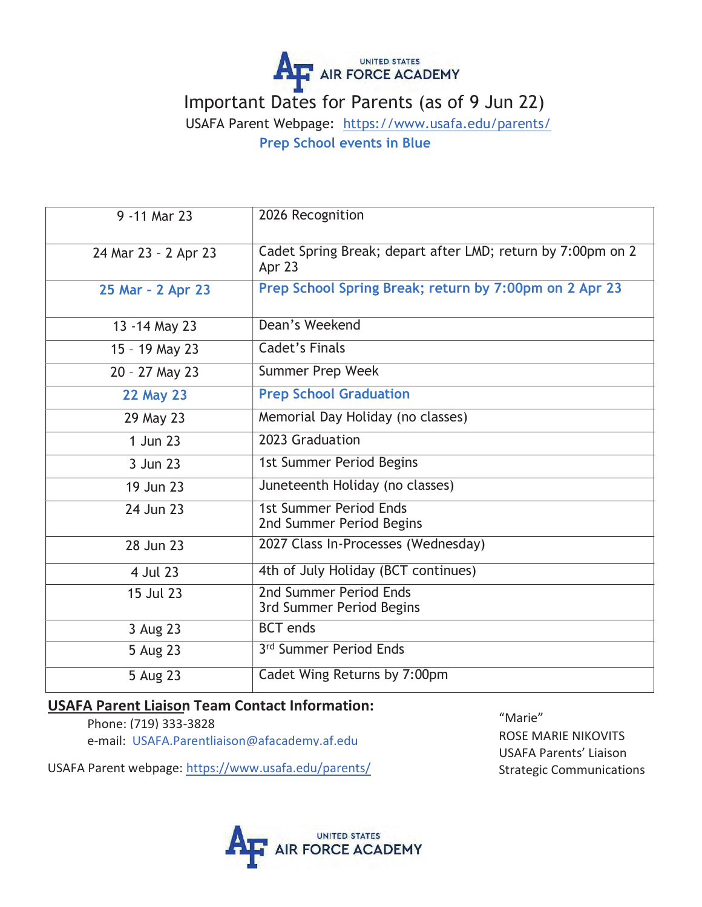UNITED STATES AIR FORCE ACADEMY

# Important Dates for Parents (as of 9 Jun 22)

USAFA Parent Webpage: https://www.usafa.edu/parents/

**Prep School events in Blue**

| | |
|---|---|
| 9 -11 Mar 23 | 2026 Recognition |
| 24 Mar 23 – 2 Apr 23 | Cadet Spring Break; depart after LMD; return by 7:00pm on 2 Apr 23 |
| **25 Mar – 2 Apr 23** | **Prep School Spring Break; return by 7:00pm on 2 Apr 23** |
| 13 -14 May 23 | Dean's Weekend |
| 15 – 19 May 23 | Cadet's Finals |
| 20 – 27 May 23 | Summer Prep Week |
| **22 May 23** | **Prep School Graduation** |
| 29 May 23 | Memorial Day Holiday (no classes) |
| 1 Jun 23 | 2023 Graduation |
| 3 Jun 23 | 1st Summer Period Begins |
| 19 Jun 23 | Juneteenth Holiday (no classes) |
| 24 Jun 23 | 1st Summer Period Ends<br>2nd Summer Period Begins |
| 28 Jun 23 | 2027 Class In-Processes (Wednesday) |
| 4 Jul 23 | 4th of July Holiday (BCT continues) |
| 15 Jul 23 | 2nd Summer Period Ends<br>3rd Summer Period Begins |
| 3 Aug 23 | BCT ends |
| 5 Aug 23 | 3rd Summer Period Ends |
| 5 Aug 23 | Cadet Wing Returns by 7:00pm |

**USAFA Parent Liaison Team Contact Information:**

Phone: (719) 333-3828
e-mail: USAFA.Parentliaison@afacademy.af.edu

USAFA Parent webpage: https://www.usafa.edu/parents/

"Marie"
ROSE MARIE NIKOVITS
USAFA Parents' Liaison
Strategic Communications

UNITED STATES AIR FORCE ACADEMY